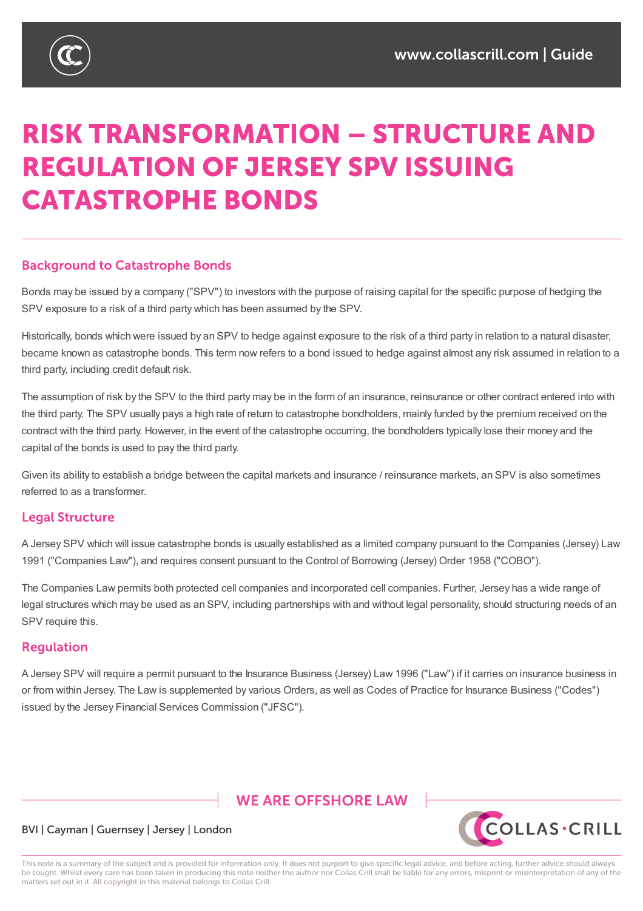# RISK TRANSFORMATION – STRUCTURE AND REGULATION OF JERSEY SPV ISSUING CATASTROPHE BONDS

## Background to Catastrophe Bonds

Bonds may be issued by a company ("SPV") to investors with the purpose of raising capital for the specific purpose of hedging the SPV exposure to a risk of a third party which has been assumed by the SPV.

Historically, bonds which were issued by an SPV to hedge against exposure to the risk of a third party in relation to a natural disaster, became known as catastrophe bonds. This term now refers to a bond issued to hedge against almost any risk assumed in relation to a third party, including credit default risk.

The assumption of risk by the SPV to the third party may be in the form of an insurance, reinsurance or other contract entered into with the third party. The SPV usually pays a high rate of return to catastrophe bondholders, mainly funded by the premium received on the contract with the third party. However, in the event of the catastrophe occurring, the bondholders typically lose their money and the capital of the bonds is used to pay the third party.

Given its ability to establish a bridge between the capital markets and insurance / reinsurance markets, an SPV is also sometimes referred to as a transformer.

## Legal Structure

A Jersey SPV which will issue catastrophe bonds is usually established as a limited company pursuant to the Companies (Jersey) Law 1991 ("Companies Law"), and requires consent pursuant to the Control of Borrowing (Jersey) Order 1958 ("COBO").

The Companies Law permits both protected cell companies and incorporated cell companies. Further, Jersey has a wide range of legal structures which may be used as an SPV, including partnerships with and without legal personality, should structuring needs of an SPV require this.

## Regulation

A Jersey SPV will require a permit pursuant to the Insurance Business (Jersey) Law 1996 ("Law") if it carries on insurance business in or from within Jersey. The Law is supplemented by various Orders, as well as Codes of Practice for Insurance Business ("Codes") issued by the Jersey Financial Services Commission ("JFSC").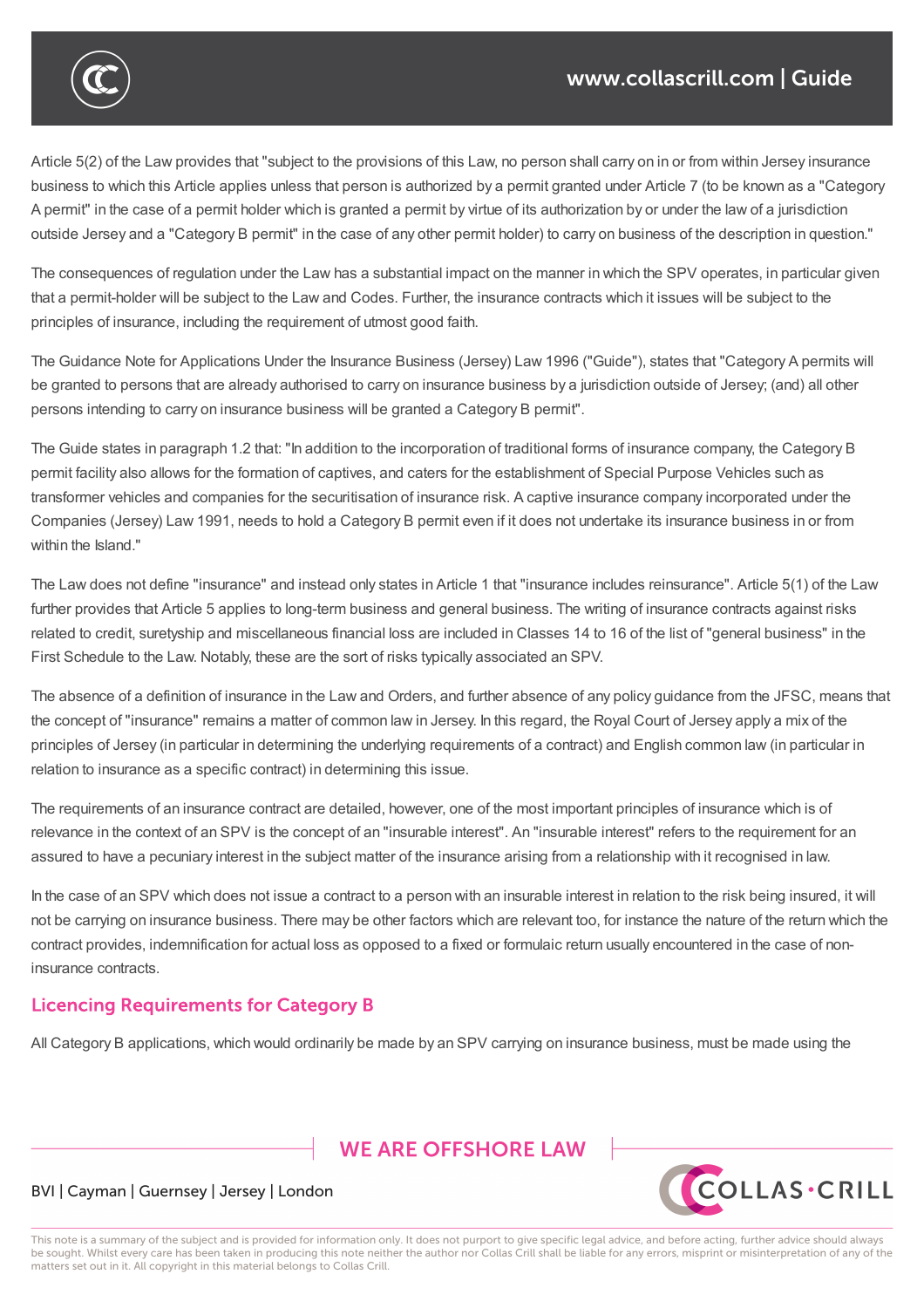Article 5(2) of the Law provides that "subject to the provisions of this Law, no person shall carry on in or from within Jersey insurance business to which this Article applies unless that person is authorized by a permit granted under Article 7 (to be known as a "Category A permit" in the case of a permit holder which is granted a permit by virtue of its authorization by or under the law of a jurisdiction outside Jersey and a "Category B permit" in the case of any other permit holder) to carry on business of the description in question."

The consequences of regulation under the Law has a substantial impact on the manner in which the SPV operates, in particular given that a permit-holder will be subject to the Law and Codes. Further, the insurance contracts which it issues will be subject to the principles of insurance, including the requirement of utmost good faith.

The Guidance Note for Applications Under the Insurance Business (Jersey) Law 1996 ("Guide"), states that "Category A permits will be granted to persons that are already authorised to carry on insurance business by a jurisdiction outside of Jersey; (and) all other persons intending to carry on insurance business will be granted a Category B permit".

The Guide states in paragraph 1.2 that: "In addition to the incorporation of traditional forms of insurance company, the Category B permit facility also allows for the formation of captives, and caters for the establishment of Special Purpose Vehicles such as transformer vehicles and companies for the securitisation of insurance risk. A captive insurance company incorporated under the Companies (Jersey) Law 1991, needs to hold a Category B permit even if it does not undertake its insurance business in or from within the Island."

The Law does not define "insurance" and instead only states in Article 1 that "insurance includes reinsurance". Article 5(1) of the Law further provides that Article 5 applies to long-term business and general business. The writing of insurance contracts against risks related to credit, suretyship and miscellaneous financial loss are included in Classes 14 to 16 of the list of "general business" in the First Schedule to the Law. Notably, these are the sort of risks typically associated an SPV.

The absence of a definition of insurance in the Law and Orders, and further absence of any policy guidance from the JFSC, means that the concept of "insurance" remains a matter of common law in Jersey. In this regard, the Royal Court of Jersey apply a mix of the principles of Jersey (in particular in determining the underlying requirements of a contract) and English common law (in particular in relation to insurance as a specific contract) in determining this issue.

The requirements of an insurance contract are detailed, however, one of the most important principles of insurance which is of relevance in the context of an SPV is the concept of an "insurable interest". An "insurable interest" refers to the requirement for an assured to have a pecuniary interest in the subject matter of the insurance arising from a relationship with it recognised in law.

In the case of an SPV which does not issue a contract to a person with an insurable interest in relation to the risk being insured, it will not be carrying on insurance business. There may be other factors which are relevant too, for instance the nature of the return which the contract provides, indemnification for actual loss as opposed to a fixed or formulaic return usually encountered in the case of non-insurance contracts.

## Licencing Requirements for Category B

All Category B applications, which would ordinarily be made by an SPV carrying on insurance business, must be made using the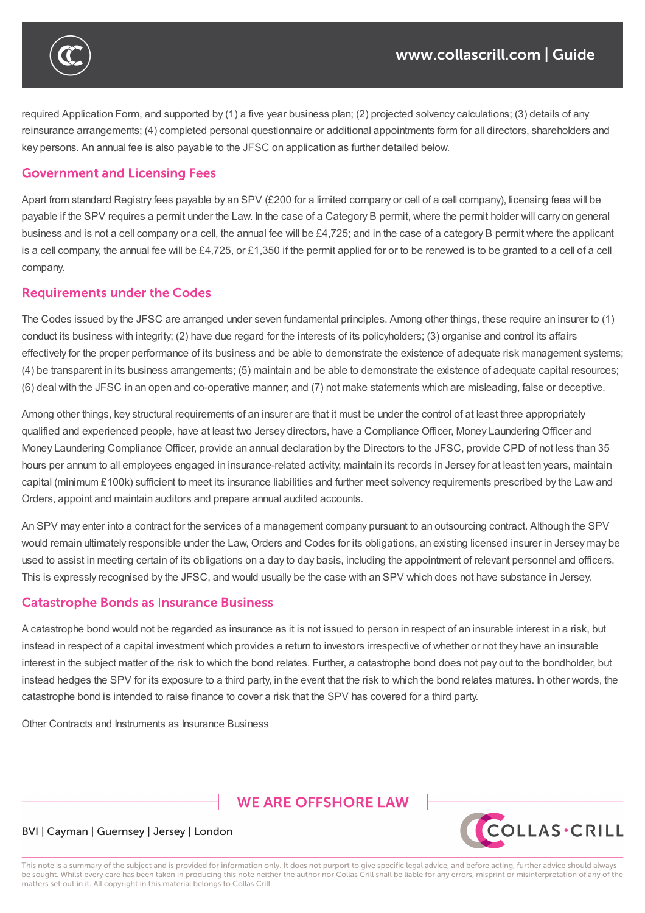required Application Form, and supported by (1) a five year business plan; (2) projected solvency calculations; (3) details of any reinsurance arrangements; (4) completed personal questionnaire or additional appointments form for all directors, shareholders and key persons. An annual fee is also payable to the JFSC on application as further detailed below.

## Government and Licensing Fees

Apart from standard Registry fees payable by an SPV (£200 for a limited company or cell of a cell company), licensing fees will be payable if the SPV requires a permit under the Law. In the case of a Category B permit, where the permit holder will carry on general business and is not a cell company or a cell, the annual fee will be £4,725; and in the case of a category B permit where the applicant is a cell company, the annual fee will be £4,725, or £1,350 if the permit applied for or to be renewed is to be granted to a cell of a cell company.

## Requirements under the Codes

The Codes issued by the JFSC are arranged under seven fundamental principles. Among other things, these require an insurer to (1) conduct its business with integrity; (2) have due regard for the interests of its policyholders; (3) organise and control its affairs effectively for the proper performance of its business and be able to demonstrate the existence of adequate risk management systems; (4) be transparent in its business arrangements; (5) maintain and be able to demonstrate the existence of adequate capital resources; (6) deal with the JFSC in an open and co-operative manner; and (7) not make statements which are misleading, false or deceptive.

Among other things, key structural requirements of an insurer are that it must be under the control of at least three appropriately qualified and experienced people, have at least two Jersey directors, have a Compliance Officer, Money Laundering Officer and Money Laundering Compliance Officer, provide an annual declaration by the Directors to the JFSC, provide CPD of not less than 35 hours per annum to all employees engaged in insurance-related activity, maintain its records in Jersey for at least ten years, maintain capital (minimum £100k) sufficient to meet its insurance liabilities and further meet solvency requirements prescribed by the Law and Orders, appoint and maintain auditors and prepare annual audited accounts.

An SPV may enter into a contract for the services of a management company pursuant to an outsourcing contract. Although the SPV would remain ultimately responsible under the Law, Orders and Codes for its obligations, an existing licensed insurer in Jersey may be used to assist in meeting certain of its obligations on a day to day basis, including the appointment of relevant personnel and officers. This is expressly recognised by the JFSC, and would usually be the case with an SPV which does not have substance in Jersey.

## Catastrophe Bonds as Insurance Business

A catastrophe bond would not be regarded as insurance as it is not issued to person in respect of an insurable interest in a risk, but instead in respect of a capital investment which provides a return to investors irrespective of whether or not they have an insurable interest in the subject matter of the risk to which the bond relates. Further, a catastrophe bond does not pay out to the bondholder, but instead hedges the SPV for its exposure to a third party, in the event that the risk to which the bond relates matures. In other words, the catastrophe bond is intended to raise finance to cover a risk that the SPV has covered for a third party.

Other Contracts and Instruments as Insurance Business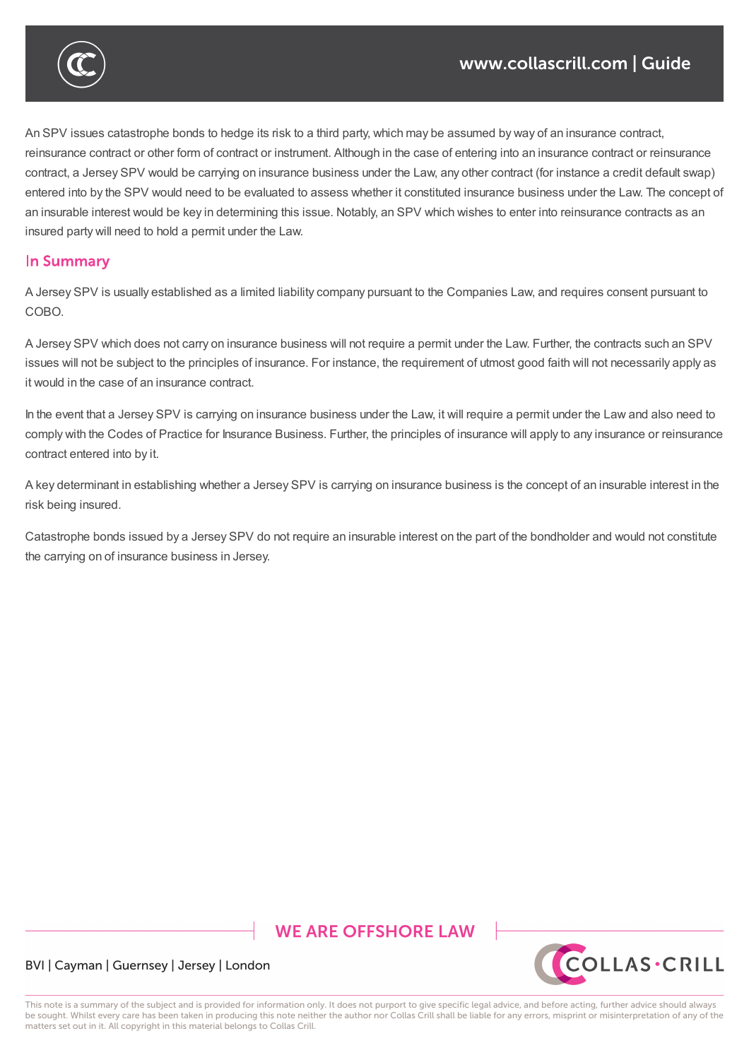An SPV issues catastrophe bonds to hedge its risk to a third party, which may be assumed by way of an insurance contract, reinsurance contract or other form of contract or instrument. Although in the case of entering into an insurance contract or reinsurance contract, a Jersey SPV would be carrying on insurance business under the Law, any other contract (for instance a credit default swap) entered into by the SPV would need to be evaluated to assess whether it constituted insurance business under the Law. The concept of an insurable interest would be key in determining this issue. Notably, an SPV which wishes to enter into reinsurance contracts as an insured party will need to hold a permit under the Law.

## In Summary

A Jersey SPV is usually established as a limited liability company pursuant to the Companies Law, and requires consent pursuant to COBO.

A Jersey SPV which does not carry on insurance business will not require a permit under the Law. Further, the contracts such an SPV issues will not be subject to the principles of insurance. For instance, the requirement of utmost good faith will not necessarily apply as it would in the case of an insurance contract.

In the event that a Jersey SPV is carrying on insurance business under the Law, it will require a permit under the Law and also need to comply with the Codes of Practice for Insurance Business. Further, the principles of insurance will apply to any insurance or reinsurance contract entered into by it.

A key determinant in establishing whether a Jersey SPV is carrying on insurance business is the concept of an insurable interest in the risk being insured.

Catastrophe bonds issued by a Jersey SPV do not require an insurable interest on the part of the bondholder and would not constitute the carrying on of insurance business in Jersey.

WE ARE OFFSHORE LAW

BVI | Cayman | Guernsey | Jersey | London

This note is a summary of the subject and is provided for information only. It does not purport to give specific legal advice, and before acting, further advice should always be sought. Whilst every care has been taken in producing this note neither the author nor Collas Crill shall be liable for any errors, misprint or misinterpretation of any of the matters set out in it. All copyright in this material belongs to Collas Crill.